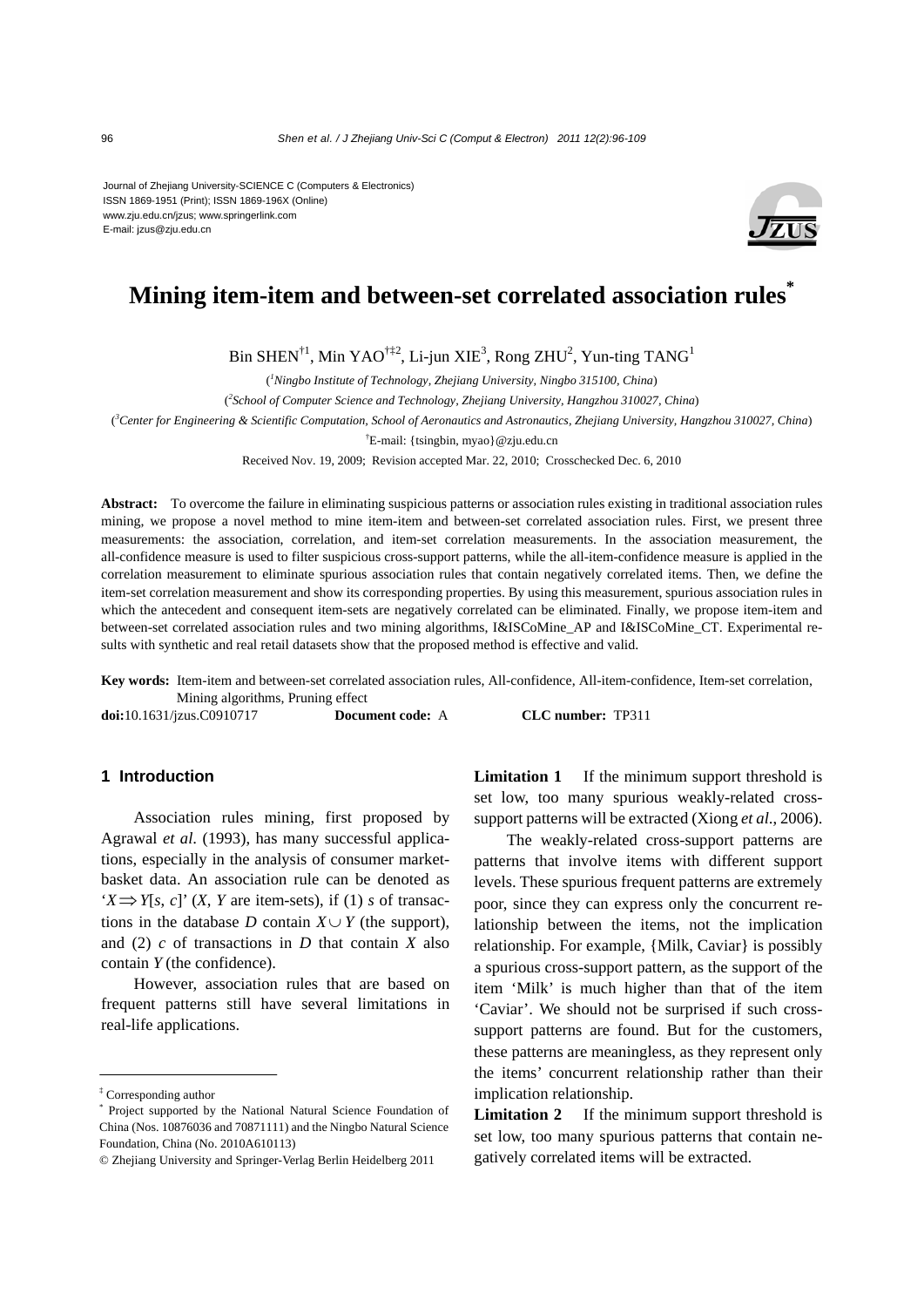Journal of Zhejiang University-SCIENCE C (Computers & Electronics)
ISSN 1869-1951 (Print); ISSN 1869-196X (Online)
www.zju.edu.cn/jzus; www.springerlink.com
E-mail: jzus@zju.edu.cn

# Mining item-item and between-set correlated association rules*

Bin SHEN[†1], Min YAO[†‡2], Li-jun XIE[3], Rong ZHU[2], Yun-ting TANG[1]

([1]*Ningbo Institute of Technology, Zhejiang University, Ningbo 315100, China*)

([2]*School of Computer Science and Technology, Zhejiang University, Hangzhou 310027, China*)

([3]*Center for Engineering & Scientific Computation, School of Aeronautics and Astronautics, Zhejiang University, Hangzhou 310027, China*)

[†]E-mail: {tsingbin, myao}@zju.edu.cn

Received Nov. 19, 2009; Revision accepted Mar. 22, 2010; Crosschecked Dec. 6, 2010

**Abstract:** To overcome the failure in eliminating suspicious patterns or association rules existing in traditional association rules mining, we propose a novel method to mine item-item and between-set correlated association rules. First, we present three measurements: the association, correlation, and item-set correlation measurements. In the association measurement, the all-confidence measure is used to filter suspicious cross-support patterns, while the all-item-confidence measure is applied in the correlation measurement to eliminate spurious association rules that contain negatively correlated items. Then, we define the item-set correlation measurement and show its corresponding properties. By using this measurement, spurious association rules in which the antecedent and consequent item-sets are negatively correlated can be eliminated. Finally, we propose item-item and between-set correlated association rules and two mining algorithms, I&ISCoMine_AP and I&ISCoMine_CT. Experimental results with synthetic and real retail datasets show that the proposed method is effective and valid.

**Key words:** Item-item and between-set correlated association rules, All-confidence, All-item-confidence, Item-set correlation, Mining algorithms, Pruning effect

**doi:**10.1631/jzus.C0910717 **Document code:** A **CLC number:** TP311

## 1 Introduction

Association rules mining, first proposed by Agrawal *et al.* (1993), has many successful applications, especially in the analysis of consumer market-basket data. An association rule can be denoted as '$X \Rightarrow Y[s, c]$' ($X$, $Y$ are item-sets), if (1) $s$ of transactions in the database $D$ contain $X \cup Y$ (the support), and (2) $c$ of transactions in $D$ that contain $X$ also contain $Y$ (the confidence).

However, association rules that are based on frequent patterns still have several limitations in real-life applications.

**Limitation 1** If the minimum support threshold is set low, too many spurious weakly-related cross-support patterns will be extracted (Xiong *et al.*, 2006).

The weakly-related cross-support patterns are patterns that involve items with different support levels. These spurious frequent patterns are extremely poor, since they can express only the concurrent relationship between the items, not the implication relationship. For example, {Milk, Caviar} is possibly a spurious cross-support pattern, as the support of the item 'Milk' is much higher than that of the item 'Caviar'. We should not be surprised if such cross-support patterns are found. But for the customers, these patterns are meaningless, as they represent only the items' concurrent relationship rather than their implication relationship.

**Limitation 2** If the minimum support threshold is set low, too many spurious patterns that contain negatively correlated items will be extracted.

---

‡ Corresponding author

\* Project supported by the National Natural Science Foundation of China (Nos. 10876036 and 70871111) and the Ningbo Natural Science Foundation, China (No. 2010A610113)

© Zhejiang University and Springer-Verlag Berlin Heidelberg 2011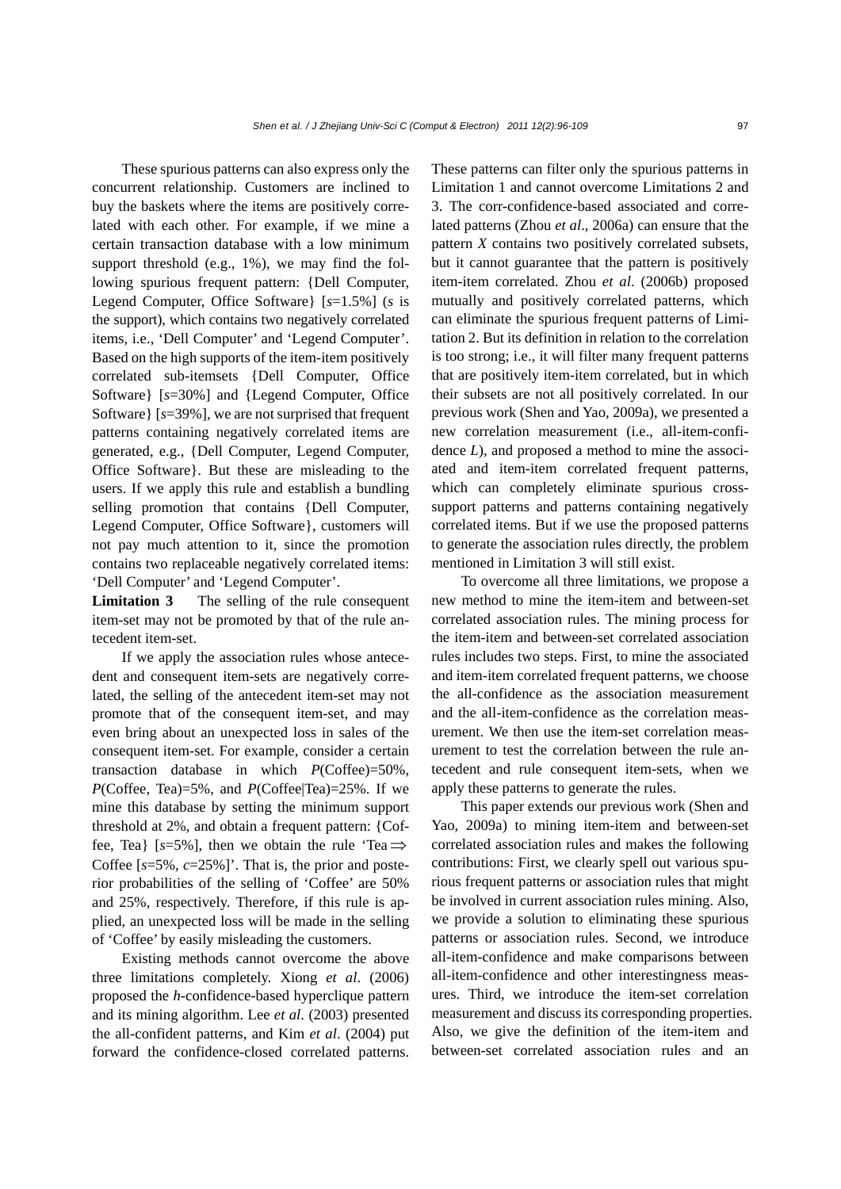These spurious patterns can also express only the concurrent relationship. Customers are inclined to buy the baskets where the items are positively correlated with each other. For example, if we mine a certain transaction database with a low minimum support threshold (e.g., 1%), we may find the following spurious frequent pattern: {Dell Computer, Legend Computer, Office Software} [$s$=1.5%] ($s$ is the support), which contains two negatively correlated items, i.e., 'Dell Computer' and 'Legend Computer'. Based on the high supports of the item-item positively correlated sub-itemsets {Dell Computer, Office Software} [$s$=30%] and {Legend Computer, Office Software} [$s$=39%], we are not surprised that frequent patterns containing negatively correlated items are generated, e.g., {Dell Computer, Legend Computer, Office Software}. But these are misleading to the users. If we apply this rule and establish a bundling selling promotion that contains {Dell Computer, Legend Computer, Office Software}, customers will not pay much attention to it, since the promotion contains two replaceable negatively correlated items: 'Dell Computer' and 'Legend Computer'.

**Limitation 3** The selling of the rule consequent item-set may not be promoted by that of the rule antecedent item-set.

If we apply the association rules whose antecedent and consequent item-sets are negatively correlated, the selling of the antecedent item-set may not promote that of the consequent item-set, and may even bring about an unexpected loss in sales of the consequent item-set. For example, consider a certain transaction database in which $P$(Coffee)=50%, $P$(Coffee, Tea)=5%, and $P$(Coffee|Tea)=25%. If we mine this database by setting the minimum support threshold at 2%, and obtain a frequent pattern: {Coffee, Tea} [$s$=5%], then we obtain the rule 'Tea $\Rightarrow$ Coffee [$s$=5%, $c$=25%]'. That is, the prior and posterior probabilities of the selling of 'Coffee' are 50% and 25%, respectively. Therefore, if this rule is applied, an unexpected loss will be made in the selling of 'Coffee' by easily misleading the customers.

Existing methods cannot overcome the above three limitations completely. Xiong *et al*. (2006) proposed the $h$-confidence-based hyperclique pattern and its mining algorithm. Lee *et al*. (2003) presented the all-confident patterns, and Kim *et al*. (2004) put forward the confidence-closed correlated patterns. These patterns can filter only the spurious patterns in Limitation 1 and cannot overcome Limitations 2 and 3. The corr-confidence-based associated and correlated patterns (Zhou *et al*., 2006a) can ensure that the pattern $X$ contains two positively correlated subsets, but it cannot guarantee that the pattern is positively item-item correlated. Zhou *et al*. (2006b) proposed mutually and positively correlated patterns, which can eliminate the spurious frequent patterns of Limitation 2. But its definition in relation to the correlation is too strong; i.e., it will filter many frequent patterns that are positively item-item correlated, but in which their subsets are not all positively correlated. In our previous work (Shen and Yao, 2009a), we presented a new correlation measurement (i.e., all-item-confidence $L$), and proposed a method to mine the associated and item-item correlated frequent patterns, which can completely eliminate spurious cross-support patterns and patterns containing negatively correlated items. But if we use the proposed patterns to generate the association rules directly, the problem mentioned in Limitation 3 will still exist.

To overcome all three limitations, we propose a new method to mine the item-item and between-set correlated association rules. The mining process for the item-item and between-set correlated association rules includes two steps. First, to mine the associated and item-item correlated frequent patterns, we choose the all-confidence as the association measurement and the all-item-confidence as the correlation measurement. We then use the item-set correlation measurement to test the correlation between the rule antecedent and rule consequent item-sets, when we apply these patterns to generate the rules.

This paper extends our previous work (Shen and Yao, 2009a) to mining item-item and between-set correlated association rules and makes the following contributions: First, we clearly spell out various spurious frequent patterns or association rules that might be involved in current association rules mining. Also, we provide a solution to eliminating these spurious patterns or association rules. Second, we introduce all-item-confidence and make comparisons between all-item-confidence and other interestingness measures. Third, we introduce the item-set correlation measurement and discuss its corresponding properties. Also, we give the definition of the item-item and between-set correlated association rules and an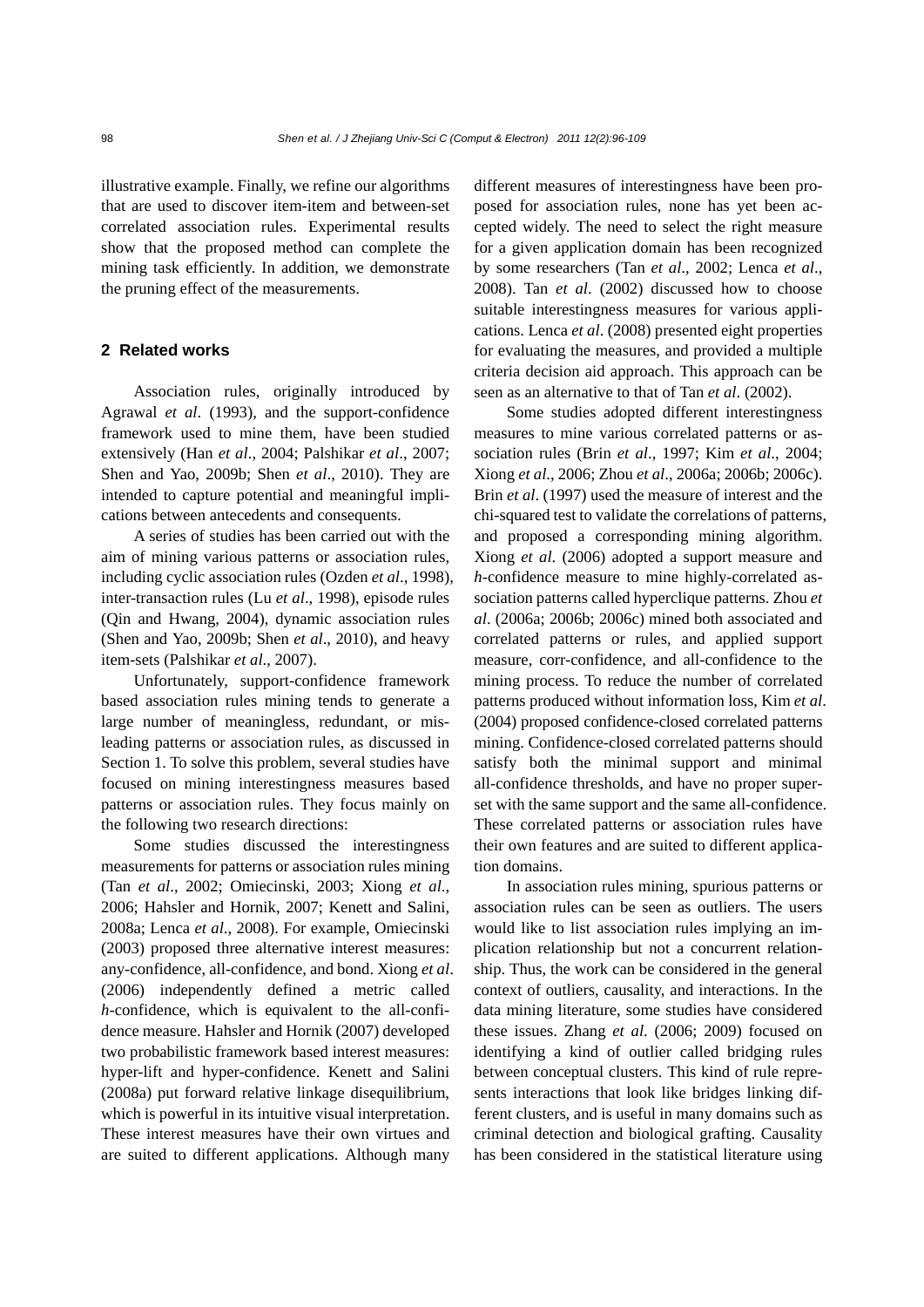illustrative example. Finally, we refine our algorithms that are used to discover item-item and between-set correlated association rules. Experimental results show that the proposed method can complete the mining task efficiently. In addition, we demonstrate the pruning effect of the measurements.

## 2 Related works

Association rules, originally introduced by Agrawal *et al*. (1993), and the support-confidence framework used to mine them, have been studied extensively (Han *et al*., 2004; Palshikar *et al*., 2007; Shen and Yao, 2009b; Shen *et al*., 2010). They are intended to capture potential and meaningful implications between antecedents and consequents.

A series of studies has been carried out with the aim of mining various patterns or association rules, including cyclic association rules (Ozden *et al*., 1998), inter-transaction rules (Lu *et al*., 1998), episode rules (Qin and Hwang, 2004), dynamic association rules (Shen and Yao, 2009b; Shen *et al*., 2010), and heavy item-sets (Palshikar *et al*., 2007).

Unfortunately, support-confidence framework based association rules mining tends to generate a large number of meaningless, redundant, or misleading patterns or association rules, as discussed in Section 1. To solve this problem, several studies have focused on mining interestingness measures based patterns or association rules. They focus mainly on the following two research directions:

Some studies discussed the interestingness measurements for patterns or association rules mining (Tan *et al*., 2002; Omiecinski, 2003; Xiong *et al*., 2006; Hahsler and Hornik, 2007; Kenett and Salini, 2008a; Lenca *et al*., 2008). For example, Omiecinski (2003) proposed three alternative interest measures: any-confidence, all-confidence, and bond. Xiong *et al*. (2006) independently defined a metric called *h*-confidence, which is equivalent to the all-confidence measure. Hahsler and Hornik (2007) developed two probabilistic framework based interest measures: hyper-lift and hyper-confidence. Kenett and Salini (2008a) put forward relative linkage disequilibrium, which is powerful in its intuitive visual interpretation. These interest measures have their own virtues and are suited to different applications. Although many different measures of interestingness have been proposed for association rules, none has yet been accepted widely. The need to select the right measure for a given application domain has been recognized by some researchers (Tan *et al*., 2002; Lenca *et al*., 2008). Tan *et al*. (2002) discussed how to choose suitable interestingness measures for various applications. Lenca *et al*. (2008) presented eight properties for evaluating the measures, and provided a multiple criteria decision aid approach. This approach can be seen as an alternative to that of Tan *et al*. (2002).

Some studies adopted different interestingness measures to mine various correlated patterns or association rules (Brin *et al*., 1997; Kim *et al*., 2004; Xiong *et al*., 2006; Zhou *et al*., 2006a; 2006b; 2006c). Brin *et al*. (1997) used the measure of interest and the chi-squared test to validate the correlations of patterns, and proposed a corresponding mining algorithm. Xiong *et al*. (2006) adopted a support measure and *h*-confidence measure to mine highly-correlated association patterns called hyperclique patterns. Zhou *et al*. (2006a; 2006b; 2006c) mined both associated and correlated patterns or rules, and applied support measure, corr-confidence, and all-confidence to the mining process. To reduce the number of correlated patterns produced without information loss, Kim *et al*. (2004) proposed confidence-closed correlated patterns mining. Confidence-closed correlated patterns should satisfy both the minimal support and minimal all-confidence thresholds, and have no proper superset with the same support and the same all-confidence. These correlated patterns or association rules have their own features and are suited to different application domains.

In association rules mining, spurious patterns or association rules can be seen as outliers. The users would like to list association rules implying an implication relationship but not a concurrent relationship. Thus, the work can be considered in the general context of outliers, causality, and interactions. In the data mining literature, some studies have considered these issues. Zhang *et al*. (2006; 2009) focused on identifying a kind of outlier called bridging rules between conceptual clusters. This kind of rule represents interactions that look like bridges linking different clusters, and is useful in many domains such as criminal detection and biological grafting. Causality has been considered in the statistical literature using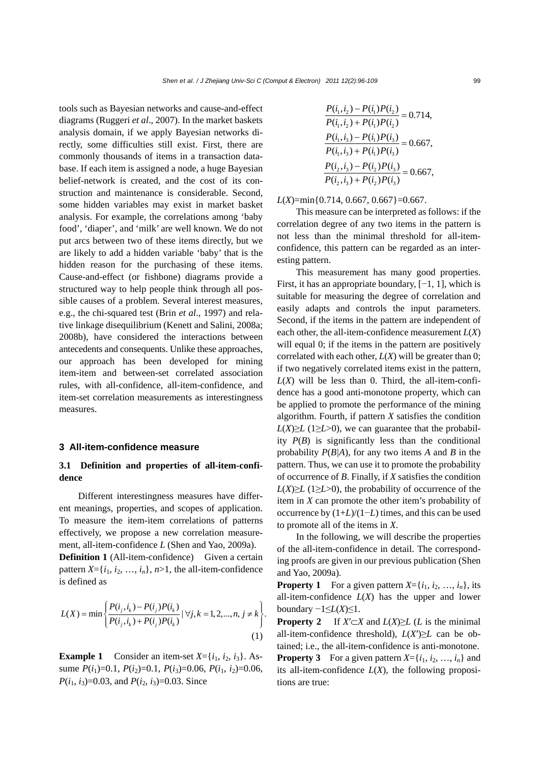tools such as Bayesian networks and cause-and-effect diagrams (Ruggeri *et al*., 2007). In the market baskets analysis domain, if we apply Bayesian networks directly, some difficulties still exist. First, there are commonly thousands of items in a transaction database. If each item is assigned a node, a huge Bayesian belief-network is created, and the cost of its construction and maintenance is considerable. Second, some hidden variables may exist in market basket analysis. For example, the correlations among 'baby food', 'diaper', and 'milk' are well known. We do not put arcs between two of these items directly, but we are likely to add a hidden variable 'baby' that is the hidden reason for the purchasing of these items. Cause-and-effect (or fishbone) diagrams provide a structured way to help people think through all possible causes of a problem. Several interest measures, e.g., the chi-squared test (Brin *et al*., 1997) and relative linkage disequilibrium (Kenett and Salini, 2008a; 2008b), have considered the interactions between antecedents and consequents. Unlike these approaches, our approach has been developed for mining item-item and between-set correlated association rules, with all-confidence, all-item-confidence, and item-set correlation measurements as interestingness measures.

## 3 All-item-confidence measure

### 3.1 Definition and properties of all-item-confidence

Different interestingness measures have different meanings, properties, and scopes of application. To measure the item-item correlations of patterns effectively, we propose a new correlation measurement, all-item-confidence $L$ (Shen and Yao, 2009a).

**Definition 1** (All-item-confidence) Given a certain pattern $X=\{i_1, i_2, \ldots, i_n\}$, $n>1$, the all-item-confidence is defined as

$$L(X)=\min\left\{\frac{P(i_j,i_k)-P(i_j)P(i_k)}{P(i_j,i_k)+P(i_j)P(i_k)} \mid \forall j,k=1,2,\ldots,n,\ j\neq k\right\}. \quad (1)$$

**Example 1** Consider an item-set $X=\{i_1, i_2, i_3\}$. Assume $P(i_1)=0.1$, $P(i_2)=0.1$, $P(i_3)=0.06$, $P(i_1, i_2)=0.06$, $P(i_1, i_3)=0.03$, and $P(i_2, i_3)=0.03$. Since

$$\frac{P(i_1,i_2)-P(i_1)P(i_2)}{P(i_1,i_2)+P(i_1)P(i_2)}=0.714,$$

$$\frac{P(i_1,i_3)-P(i_1)P(i_3)}{P(i_1,i_3)+P(i_1)P(i_3)}=0.667,$$

$$\frac{P(i_2,i_3)-P(i_2)P(i_3)}{P(i_2,i_3)+P(i_2)P(i_3)}=0.667,$$

$L(X)=\min\{0.714, 0.667, 0.667\}=0.667$.

This measure can be interpreted as follows: if the correlation degree of any two items in the pattern is not less than the minimal threshold for all-item-confidence, this pattern can be regarded as an interesting pattern.

This measurement has many good properties. First, it has an appropriate boundary, $[-1, 1]$, which is suitable for measuring the degree of correlation and easily adapts and controls the input parameters. Second, if the items in the pattern are independent of each other, the all-item-confidence measurement $L(X)$ will equal 0; if the items in the pattern are positively correlated with each other, $L(X)$ will be greater than 0; if two negatively correlated items exist in the pattern, $L(X)$ will be less than 0. Third, the all-item-confidence has a good anti-monotone property, which can be applied to promote the performance of the mining algorithm. Fourth, if pattern $X$ satisfies the condition $L(X)\geq L$ $(1\geq L>0)$, we can guarantee that the probability $P(B)$ is significantly less than the conditional probability $P(B|A)$, for any two items $A$ and $B$ in the pattern. Thus, we can use it to promote the probability of occurrence of $B$. Finally, if $X$ satisfies the condition $L(X)\geq L$ $(1\geq L>0)$, the probability of occurrence of the item in $X$ can promote the other item's probability of occurrence by $(1+L)/(1-L)$ times, and this can be used to promote all of the items in $X$.

In the following, we will describe the properties of the all-item-confidence in detail. The corresponding proofs are given in our previous publication (Shen and Yao, 2009a).

**Property 1** For a given pattern $X=\{i_1, i_2, \ldots, i_n\}$, its all-item-confidence $L(X)$ has the upper and lower boundary $-1\leq L(X)\leq 1$.

**Property 2** If $X'\subset X$ and $L(X)\geq L$ ($L$ is the minimal all-item-confidence threshold), $L(X')\geq L$ can be obtained; i.e., the all-item-confidence is anti-monotone.

**Property 3** For a given pattern $X=\{i_1, i_2, \ldots, i_n\}$ and its all-item-confidence $L(X)$, the following propositions are true: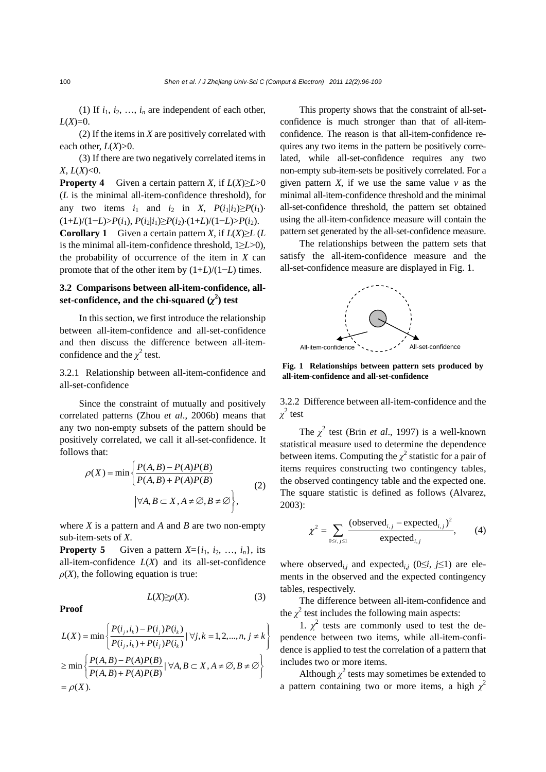(1) If $i_1, i_2, \ldots, i_n$ are independent of each other, $L(X)=0$.

(2) If the items in $X$ are positively correlated with each other, $L(X)>0$.

(3) If there are two negatively correlated items in $X$, $L(X)<0$.

**Property 4** Given a certain pattern $X$, if $L(X)\geq L>0$ ($L$ is the minimal all-item-confidence threshold), for any two items $i_1$ and $i_2$ in $X$, $P(i_1|i_2)\geq P(i_1)\cdot(1+L)/(1-L)>P(i_1)$, $P(i_2|i_1)\geq P(i_2)\cdot(1+L)/(1-L)>P(i_2)$.

**Corollary 1** Given a certain pattern $X$, if $L(X)\geq L$ ($L$ is the minimal all-item-confidence threshold, $1\geq L>0$), the probability of occurrence of the item in $X$ can promote that of the other item by $(1+L)/(1-L)$ times.

### 3.2 Comparisons between all-item-confidence, all-set-confidence, and the chi-squared ($\chi^2$) test

In this section, we first introduce the relationship between all-item-confidence and all-set-confidence and then discuss the difference between all-item-confidence and the $\chi^2$ test.

#### 3.2.1 Relationship between all-item-confidence and all-set-confidence

Since the constraint of mutually and positively correlated patterns (Zhou *et al*., 2006b) means that any two non-empty subsets of the pattern should be positively correlated, we call it all-set-confidence. It follows that:

$$\rho(X)=\min\left\{\frac{P(A,B)-P(A)P(B)}{P(A,B)+P(A)P(B)}\;\middle|\;\forall A,B\subset X, A\neq\varnothing, B\neq\varnothing\right\}, \tag{2}$$

where $X$ is a pattern and $A$ and $B$ are two non-empty sub-item-sets of $X$.

**Property 5** Given a pattern $X=\{i_1, i_2, \ldots, i_n\}$, its all-item-confidence $L(X)$ and its all-set-confidence $\rho(X)$, the following equation is true:

$$L(X)\geq\rho(X). \tag{3}$$

**Proof**

$$\begin{aligned}
L(X)&=\min\left\{\frac{P(i_j,i_k)-P(i_j)P(i_k)}{P(i_j,i_k)+P(i_j)P(i_k)}\;\middle|\;\forall j,k=1,2,\ldots,n,\ j\neq k\right\}\\
&\geq\min\left\{\frac{P(A,B)-P(A)P(B)}{P(A,B)+P(A)P(B)}\;\middle|\;\forall A,B\subset X, A\neq\varnothing, B\neq\varnothing\right\}\\
&=\rho(X).
\end{aligned}$$

This property shows that the constraint of all-set-confidence is much stronger than that of all-item-confidence. The reason is that all-item-confidence requires any two items in the pattern be positively correlated, while all-set-confidence requires any two non-empty sub-item-sets be positively correlated. For a given pattern $X$, if we use the same value $v$ as the minimal all-item-confidence threshold and the minimal all-set-confidence threshold, the pattern set obtained using the all-item-confidence measure will contain the pattern set generated by the all-set-confidence measure.

The relationships between the pattern sets that satisfy the all-item-confidence measure and the all-set-confidence measure are displayed in Fig. 1.

All-item-confidence All-set-confidence

**Fig. 1 Relationships between pattern sets produced by all-item-confidence and all-set-confidence**

#### 3.2.2 Difference between all-item-confidence and the $\chi^2$ test

The $\chi^2$ test (Brin *et al*., 1997) is a well-known statistical measure used to determine the dependence between items. Computing the $\chi^2$ statistic for a pair of items requires constructing two contingency tables, the observed contingency table and the expected one. The square statistic is defined as follows (Alvarez, 2003):

$$\chi^2=\sum_{0\leq i,j\leq 1}\frac{(\text{observed}_{i,j}-\text{expected}_{i,j})^2}{\text{expected}_{i,j}}, \tag{4}$$

where $\text{observed}_{i,j}$ and $\text{expected}_{i,j}$ ($0\leq i, j\leq 1$) are elements in the observed and the expected contingency tables, respectively.

The difference between all-item-confidence and the $\chi^2$ test includes the following main aspects:

1. $\chi^2$ tests are commonly used to test the dependence between two items, while all-item-confidence is applied to test the correlation of a pattern that includes two or more items.

Although $\chi^2$ tests may sometimes be extended to a pattern containing two or more items, a high $\chi^2$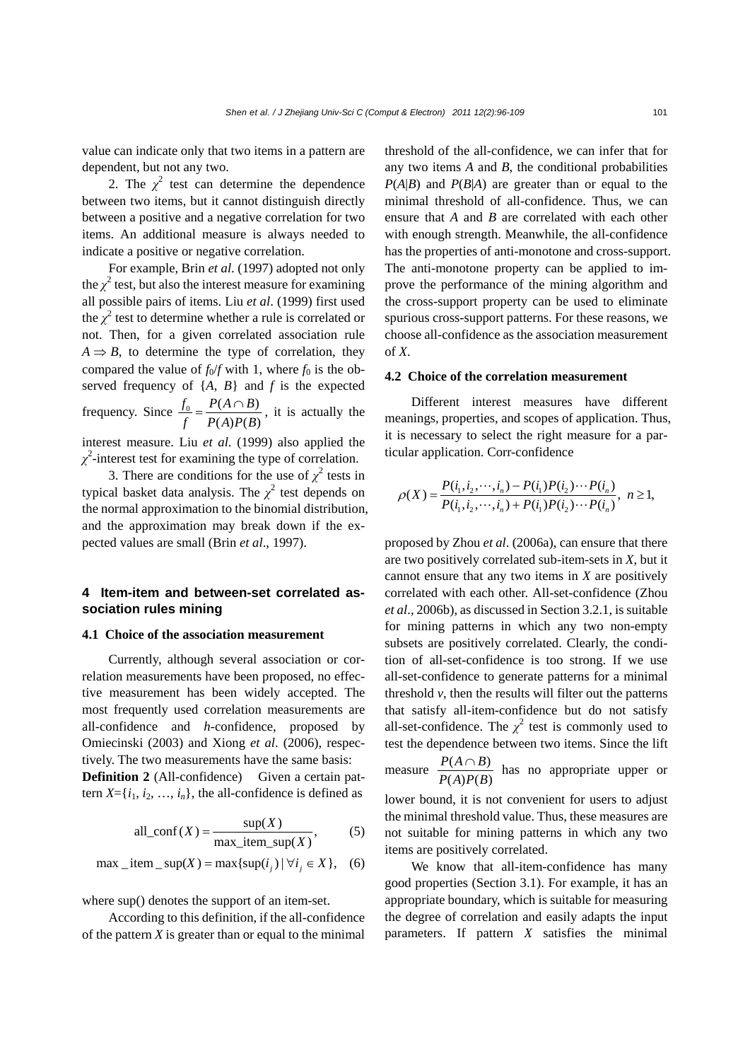value can indicate only that two items in a pattern are dependent, but not any two.

2. The $\chi^2$ test can determine the dependence between two items, but it cannot distinguish directly between a positive and a negative correlation for two items. An additional measure is always needed to indicate a positive or negative correlation.

For example, Brin *et al*. (1997) adopted not only the $\chi^2$ test, but also the interest measure for examining all possible pairs of items. Liu *et al*. (1999) first used the $\chi^2$ test to determine whether a rule is correlated or not. Then, for a given correlated association rule $A \Rightarrow B$, to determine the type of correlation, they compared the value of $f_0/f$ with 1, where $f_0$ is the observed frequency of {$A$, $B$} and $f$ is the expected frequency. Since $\frac{f_0}{f} = \frac{P(A \cap B)}{P(A)P(B)}$, it is actually the interest measure. Liu *et al*. (1999) also applied the $\chi^2$-interest test for examining the type of correlation.

3. There are conditions for the use of $\chi^2$ tests in typical basket data analysis. The $\chi^2$ test depends on the normal approximation to the binomial distribution, and the approximation may break down if the expected values are small (Brin *et al*., 1997).

## 4 Item-item and between-set correlated association rules mining

### 4.1 Choice of the association measurement

Currently, although several association or correlation measurements have been proposed, no effective measurement has been widely accepted. The most frequently used correlation measurements are all-confidence and *h*-confidence, proposed by Omiecinski (2003) and Xiong *et al*. (2006), respectively. The two measurements have the same basis:

**Definition 2** (All-confidence) Given a certain pattern $X=\{i_1, i_2, \ldots, i_n\}$, the all-confidence is defined as

$$\text{all\_conf}(X) = \frac{\text{sup}(X)}{\text{max\_item\_sup}(X)}, \tag{5}$$

$$\text{max\_item\_sup}(X) = \max\{\text{sup}(i_j) \mid \forall i_j \in X\}, \tag{6}$$

where sup() denotes the support of an item-set.

According to this definition, if the all-confidence of the pattern $X$ is greater than or equal to the minimal threshold of the all-confidence, we can infer that for any two items $A$ and $B$, the conditional probabilities $P(A|B)$ and $P(B|A)$ are greater than or equal to the minimal threshold of all-confidence. Thus, we can ensure that $A$ and $B$ are correlated with each other with enough strength. Meanwhile, the all-confidence has the properties of anti-monotone and cross-support. The anti-monotone property can be applied to improve the performance of the mining algorithm and the cross-support property can be used to eliminate spurious cross-support patterns. For these reasons, we choose all-confidence as the association measurement of $X$.

### 4.2 Choice of the correlation measurement

Different interest measures have different meanings, properties, and scopes of application. Thus, it is necessary to select the right measure for a particular application. Corr-confidence

$$\rho(X) = \frac{P(i_1, i_2, \cdots, i_n) - P(i_1)P(i_2)\cdots P(i_n)}{P(i_1, i_2, \cdots, i_n) + P(i_1)P(i_2)\cdots P(i_n)}, \ n \geq 1,$$

proposed by Zhou *et al*. (2006a), can ensure that there are two positively correlated sub-item-sets in $X$, but it cannot ensure that any two items in $X$ are positively correlated with each other. All-set-confidence (Zhou *et al*., 2006b), as discussed in Section 3.2.1, is suitable for mining patterns in which any two non-empty subsets are positively correlated. Clearly, the condition of all-set-confidence is too strong. If we use all-set-confidence to generate patterns for a minimal threshold $v$, then the results will filter out the patterns that satisfy all-item-confidence but do not satisfy all-set-confidence. The $\chi^2$ test is commonly used to test the dependence between two items. Since the lift measure $\frac{P(A \cap B)}{P(A)P(B)}$ has no appropriate upper or lower bound, it is not convenient for users to adjust the minimal threshold value. Thus, these measures are not suitable for mining patterns in which any two items are positively correlated.

We know that all-item-confidence has many good properties (Section 3.1). For example, it has an appropriate boundary, which is suitable for measuring the degree of correlation and easily adapts the input parameters. If pattern $X$ satisfies the minimal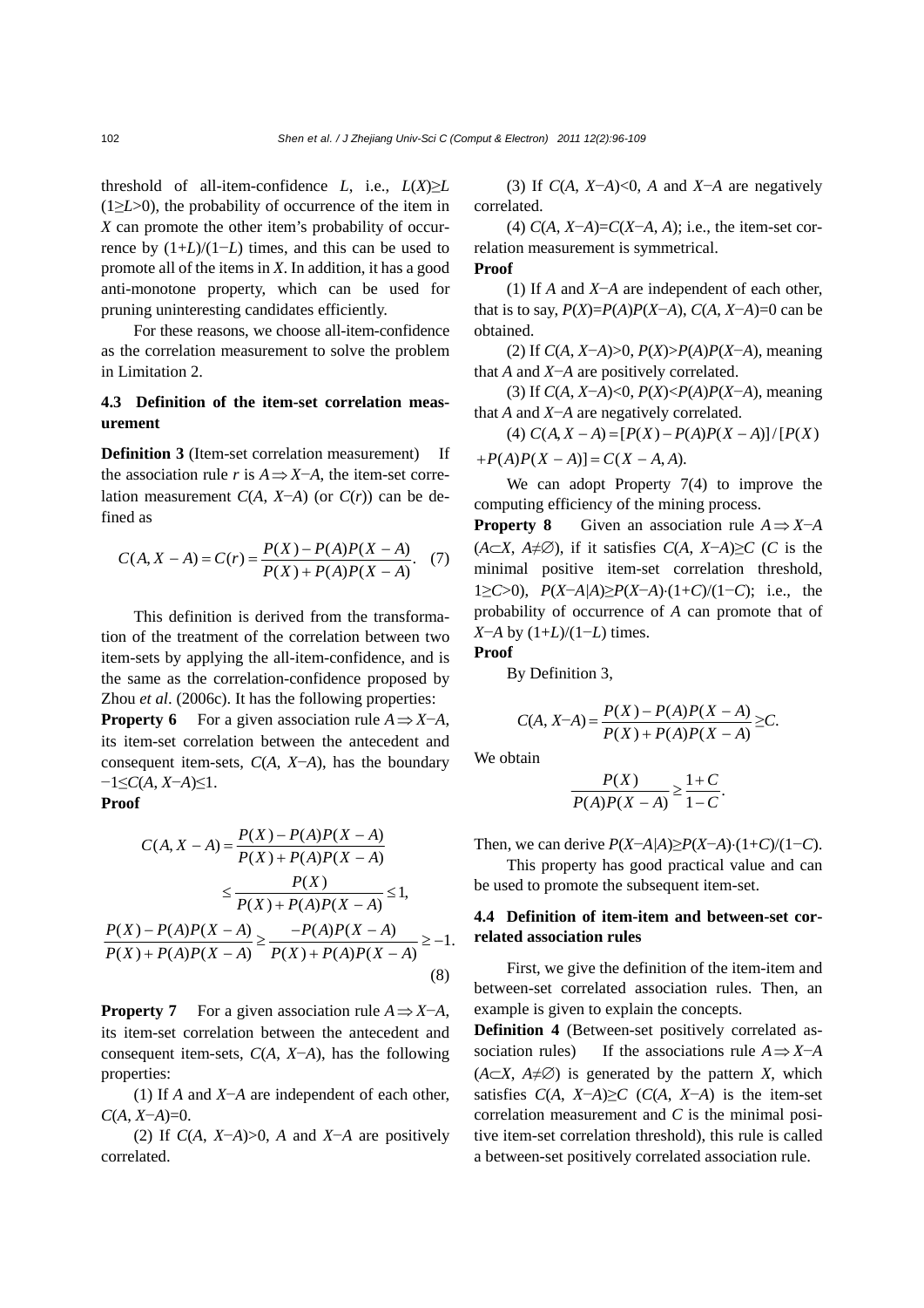threshold of all-item-confidence $L$, i.e., $L(X) \geq L$ ($1 \geq L > 0$), the probability of occurrence of the item in $X$ can promote the other item's probability of occurrence by $(1+L)/(1-L)$ times, and this can be used to promote all of the items in $X$. In addition, it has a good anti-monotone property, which can be used for pruning uninteresting candidates efficiently.

For these reasons, we choose all-item-confidence as the correlation measurement to solve the problem in Limitation 2.

### 4.3 Definition of the item-set correlation measurement

**Definition 3** (Item-set correlation measurement) If the association rule $r$ is $A \Rightarrow X-A$, the item-set correlation measurement $C(A, X-A)$ (or $C(r)$) can be defined as

$$C(A, X-A) = C(r) = \frac{P(X) - P(A)P(X-A)}{P(X) + P(A)P(X-A)}. \quad (7)$$

This definition is derived from the transformation of the treatment of the correlation between two item-sets by applying the all-item-confidence, and is the same as the correlation-confidence proposed by Zhou *et al*. (2006c). It has the following properties:

**Property 6** For a given association rule $A \Rightarrow X-A$, its item-set correlation between the antecedent and consequent item-sets, $C(A, X-A)$, has the boundary $-1 \leq C(A, X-A) \leq 1$.

**Proof**

$$C(A, X-A) = \frac{P(X) - P(A)P(X-A)}{P(X) + P(A)P(X-A)} \leq \frac{P(X)}{P(X) + P(A)P(X-A)} \leq 1,$$

$$\frac{P(X) - P(A)P(X-A)}{P(X) + P(A)P(X-A)} \geq \frac{-P(A)P(X-A)}{P(X) + P(A)P(X-A)} \geq -1. \quad (8)$$

**Property 7** For a given association rule $A \Rightarrow X-A$, its item-set correlation between the antecedent and consequent item-sets, $C(A, X-A)$, has the following properties:

(1) If $A$ and $X-A$ are independent of each other, $C(A, X-A)=0$.

(2) If $C(A, X-A)>0$, $A$ and $X-A$ are positively correlated.

(3) If $C(A, X-A)<0$, $A$ and $X-A$ are negatively correlated.

(4) $C(A, X-A)=C(X-A, A)$; i.e., the item-set correlation measurement is symmetrical.

**Proof**

(1) If $A$ and $X-A$ are independent of each other, that is to say, $P(X)=P(A)P(X-A)$, $C(A, X-A)=0$ can be obtained.

(2) If $C(A, X-A)>0$, $P(X)>P(A)P(X-A)$, meaning that $A$ and $X-A$ are positively correlated.

(3) If $C(A, X-A)<0$, $P(X)<P(A)P(X-A)$, meaning that $A$ and $X-A$ are negatively correlated.

(4) $C(A, X-A) = [P(X) - P(A)P(X-A)] / [P(X) + P(A)P(X-A)] = C(X-A, A)$.

We can adopt Property 7(4) to improve the computing efficiency of the mining process.

**Property 8** Given an association rule $A \Rightarrow X-A$ ($A \subset X$, $A \neq \varnothing$), if it satisfies $C(A, X-A) \geq C$ ($C$ is the minimal positive item-set correlation threshold, $1 \geq C > 0$), $P(X-A|A) \geq P(X-A) \cdot (1+C)/(1-C)$; i.e., the probability of occurrence of $A$ can promote that of $X-A$ by $(1+L)/(1-L)$ times.

**Proof**

By Definition 3,

$$C(A, X-A) = \frac{P(X) - P(A)P(X-A)}{P(X) + P(A)P(X-A)} \geq C.$$

We obtain

$$\frac{P(X)}{P(A)P(X-A)} \geq \frac{1+C}{1-C}.$$

Then, we can derive $P(X-A|A) \geq P(X-A) \cdot (1+C)/(1-C)$.

This property has good practical value and can be used to promote the subsequent item-set.

### 4.4 Definition of item-item and between-set correlated association rules

First, we give the definition of the item-item and between-set correlated association rules. Then, an example is given to explain the concepts.

**Definition 4** (Between-set positively correlated association rules) If the associations rule $A \Rightarrow X-A$ ($A \subset X$, $A \neq \varnothing$) is generated by the pattern $X$, which satisfies $C(A, X-A) \geq C$ ($C(A, X-A)$ is the item-set correlation measurement and $C$ is the minimal positive item-set correlation threshold), this rule is called a between-set positively correlated association rule.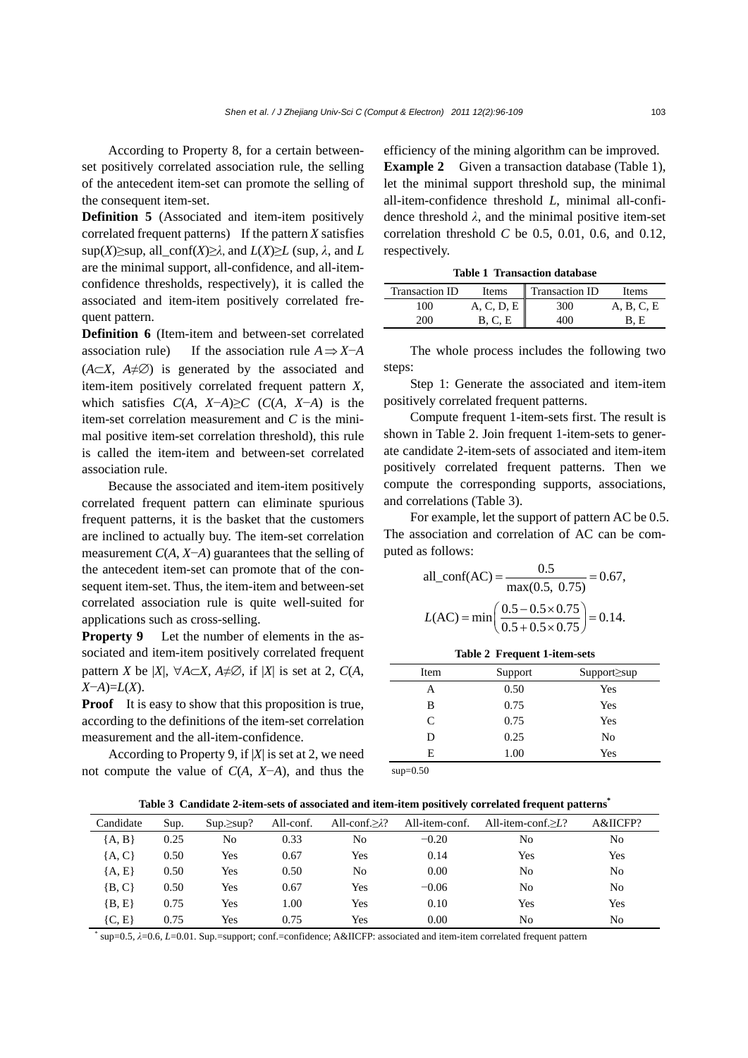According to Property 8, for a certain between-set positively correlated association rule, the selling of the antecedent item-set can promote the selling of the consequent item-set.

**Definition 5** (Associated and item-item positively correlated frequent patterns) If the pattern $X$ satisfies $\sup(X) \geq \sup$, $\text{all\_conf}(X) \geq \lambda$, and $L(X) \geq L$ (sup, $\lambda$, and $L$ are the minimal support, all-confidence, and all-item-confidence thresholds, respectively), it is called the associated and item-item positively correlated frequent pattern.

**Definition 6** (Item-item and between-set correlated association rule) If the association rule $A \Rightarrow X-A$ ($A \subset X$, $A \neq \varnothing$) is generated by the associated and item-item positively correlated frequent pattern $X$, which satisfies $C(A, X-A) \geq C$ ($C(A, X-A)$ is the item-set correlation measurement and $C$ is the minimal positive item-set correlation threshold), this rule is called the item-item and between-set correlated association rule.

Because the associated and item-item positively correlated frequent pattern can eliminate spurious frequent patterns, it is the basket that the customers are inclined to actually buy. The item-set correlation measurement $C(A, X-A)$ guarantees that the selling of the antecedent item-set can promote that of the consequent item-set. Thus, the item-item and between-set correlated association rule is quite well-suited for applications such as cross-selling.

**Property 9** Let the number of elements in the associated and item-item positively correlated frequent pattern $X$ be $|X|$, $\forall A \subset X$, $A \neq \varnothing$, if $|X|$ is set at 2, $C(A, X-A) = L(X)$.

**Proof** It is easy to show that this proposition is true, according to the definitions of the item-set correlation measurement and the all-item-confidence.

According to Property 9, if $|X|$ is set at 2, we need not compute the value of $C(A, X-A)$, and thus the efficiency of the mining algorithm can be improved.

**Example 2** Given a transaction database (Table 1), let the minimal support threshold sup, the minimal all-item-confidence threshold $L$, minimal all-confidence threshold $\lambda$, and the minimal positive item-set correlation threshold $C$ be 0.5, 0.01, 0.6, and 0.12, respectively.

**Table 1 Transaction database**

| Transaction ID | Items | Transaction ID | Items |
|---|---|---|---|
| 100 | A, C, D, E | 300 | A, B, C, E |
| 200 | B, C, E | 400 | B, E |

The whole process includes the following two steps:

Step 1: Generate the associated and item-item positively correlated frequent patterns.

Compute frequent 1-item-sets first. The result is shown in Table 2. Join frequent 1-item-sets to generate candidate 2-item-sets of associated and item-item positively correlated frequent patterns. Then we compute the corresponding supports, associations, and correlations (Table 3).

For example, let the support of pattern AC be 0.5. The association and correlation of AC can be computed as follows:

$$\text{all\_conf}(\text{AC}) = \frac{0.5}{\max(0.5,\ 0.75)} = 0.67,$$

$$L(\text{AC}) = \min\left(\frac{0.5 - 0.5 \times 0.75}{0.5 + 0.5 \times 0.75}\right) = 0.14.$$

**Table 2 Frequent 1-item-sets**

| Item | Support | Support≥sup |
|---|---|---|
| A | 0.50 | Yes |
| B | 0.75 | Yes |
| C | 0.75 | Yes |
| D | 0.25 | No |
| E | 1.00 | Yes |

sup=0.50

**Table 3 Candidate 2-item-sets of associated and item-item positively correlated frequent patterns***

| Candidate | Sup. | Sup.≥sup? | All-conf. | All-conf.≥λ? | All-item-conf. | All-item-conf.≥L? | A&IICFP? |
|---|---|---|---|---|---|---|---|
| {A, B} | 0.25 | No | 0.33 | No | −0.20 | No | No |
| {A, C} | 0.50 | Yes | 0.67 | Yes | 0.14 | Yes | Yes |
| {A, E} | 0.50 | Yes | 0.50 | No | 0.00 | No | No |
| {B, C} | 0.50 | Yes | 0.67 | Yes | −0.06 | No | No |
| {B, E} | 0.75 | Yes | 1.00 | Yes | 0.10 | Yes | Yes |
| {C, E} | 0.75 | Yes | 0.75 | Yes | 0.00 | No | No |

* sup=0.5, $\lambda$=0.6, $L$=0.01. Sup.=support; conf.=confidence; A&IICFP: associated and item-item correlated frequent pattern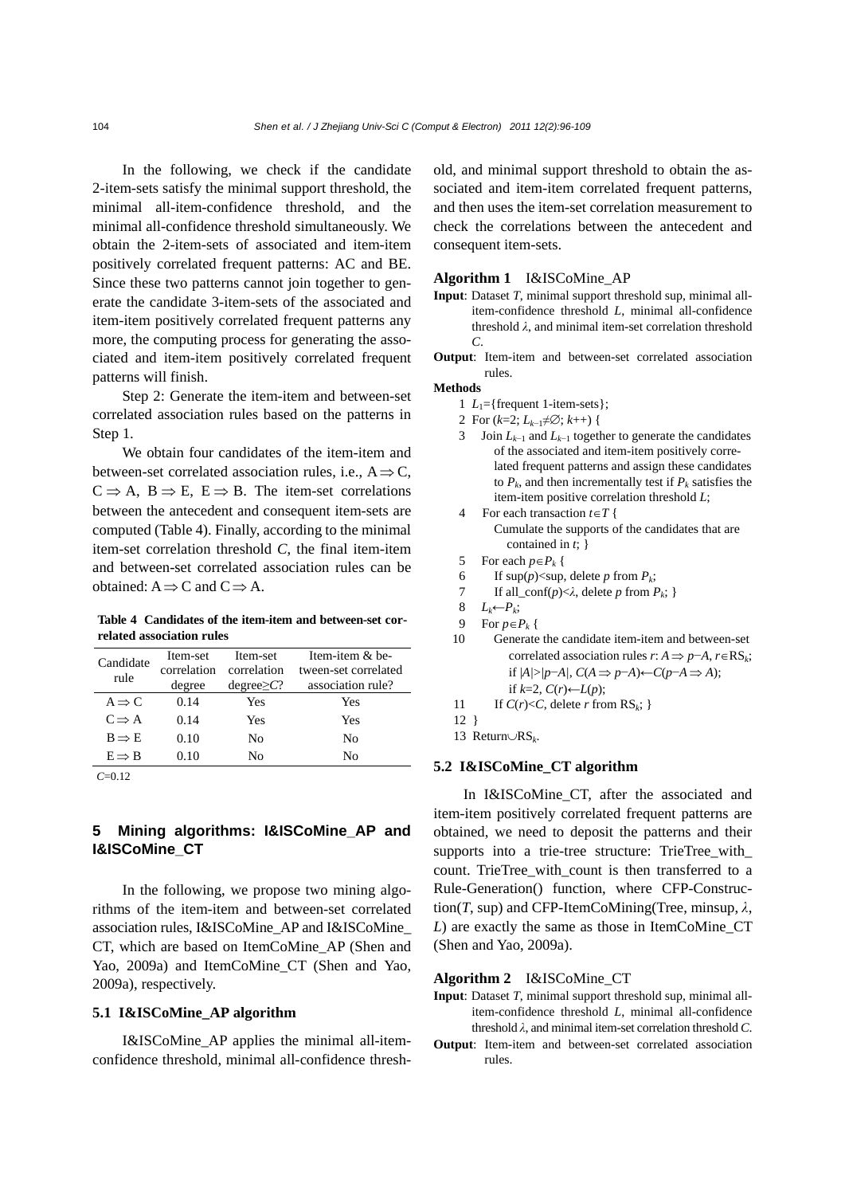In the following, we check if the candidate 2-item-sets satisfy the minimal support threshold, the minimal all-item-confidence threshold, and the minimal all-confidence threshold simultaneously. We obtain the 2-item-sets of associated and item-item positively correlated frequent patterns: AC and BE. Since these two patterns cannot join together to generate the candidate 3-item-sets of the associated and item-item positively correlated frequent patterns any more, the computing process for generating the associated and item-item positively correlated frequent patterns will finish.

Step 2: Generate the item-item and between-set correlated association rules based on the patterns in Step 1.

We obtain four candidates of the item-item and between-set correlated association rules, i.e., $A\Rightarrow C$, $C\Rightarrow A$, $B\Rightarrow E$, $E\Rightarrow B$. The item-set correlations between the antecedent and consequent item-sets are computed (Table 4). Finally, according to the minimal item-set correlation threshold $C$, the final item-item and between-set correlated association rules can be obtained: $A\Rightarrow C$ and $C\Rightarrow A$.

**Table 4 Candidates of the item-item and between-set correlated association rules**

| Candidate rule | Item-set correlation degree | Item-set correlation degree≥$C$? | Item-item & between-set correlated association rule? |
|---|---|---|---|
| $A\Rightarrow C$ | 0.14 | Yes | Yes |
| $C\Rightarrow A$ | 0.14 | Yes | Yes |
| $B\Rightarrow E$ | 0.10 | No | No |
| $E\Rightarrow B$ | 0.10 | No | No |

$C$=0.12

## 5 Mining algorithms: I&ISCoMine_AP and I&ISCoMine_CT

In the following, we propose two mining algorithms of the item-item and between-set correlated association rules, I&ISCoMine_AP and I&ISCoMine_CT, which are based on ItemCoMine_AP (Shen and Yao, 2009a) and ItemCoMine_CT (Shen and Yao, 2009a), respectively.

### 5.1 I&ISCoMine_AP algorithm

I&ISCoMine_AP applies the minimal all-item-confidence threshold, minimal all-confidence threshold, and minimal support threshold to obtain the associated and item-item correlated frequent patterns, and then uses the item-set correlation measurement to check the correlations between the antecedent and consequent item-sets.

**Algorithm 1** I&ISCoMine_AP

**Input**: Dataset $T$, minimal support threshold sup, minimal all-item-confidence threshold $L$, minimal all-confidence threshold $\lambda$, and minimal item-set correlation threshold $C$.

**Output**: Item-item and between-set correlated association rules.

**Methods**

1 $L_1$={frequent 1-item-sets};
2 For ($k$=2; $L_{k-1}\neq\varnothing$; $k$++) {
3 Join $L_{k-1}$ and $L_{k-1}$ together to generate the candidates of the associated and item-item positively correlated frequent patterns and assign these candidates to $P_k$, and then incrementally test if $P_k$ satisfies the item-item positive correlation threshold $L$;
4 For each transaction $t\in T$ {
Cumulate the supports of the candidates that are contained in $t$; }
5 For each $p\in P_k$ {
6 If sup($p$)<sup, delete $p$ from $P_k$;
7 If all_conf($p$)<$\lambda$, delete $p$ from $P_k$; }
8 $L_k\leftarrow P_k$;
9 For $p\in P_k$ {
10 Generate the candidate item-item and between-set correlated association rules $r$: $A\Rightarrow p-A$, $r\in \text{RS}_k$; if $|A|>|p-A|$, $C(A\Rightarrow p-A)\leftarrow C(p-A\Rightarrow A)$; if $k$=2, $C(r)\leftarrow L(p)$;
11 If $C(r)<C$, delete $r$ from $\text{RS}_k$; }
12 }
13 Return$\cup\text{RS}_k$.

### 5.2 I&ISCoMine_CT algorithm

In I&ISCoMine_CT, after the associated and item-item positively correlated frequent patterns are obtained, we need to deposit the patterns and their supports into a trie-tree structure: TrieTree_with_count. TrieTree_with_count is then transferred to a Rule-Generation() function, where CFP-Construction($T$, sup) and CFP-ItemCoMining(Tree, minsup, $\lambda$, $L$) are exactly the same as those in ItemCoMine_CT (Shen and Yao, 2009a).

**Algorithm 2** I&ISCoMine_CT

**Input**: Dataset $T$, minimal support threshold sup, minimal all-item-confidence threshold $L$, minimal all-confidence threshold $\lambda$, and minimal item-set correlation threshold $C$.

**Output**: Item-item and between-set correlated association rules.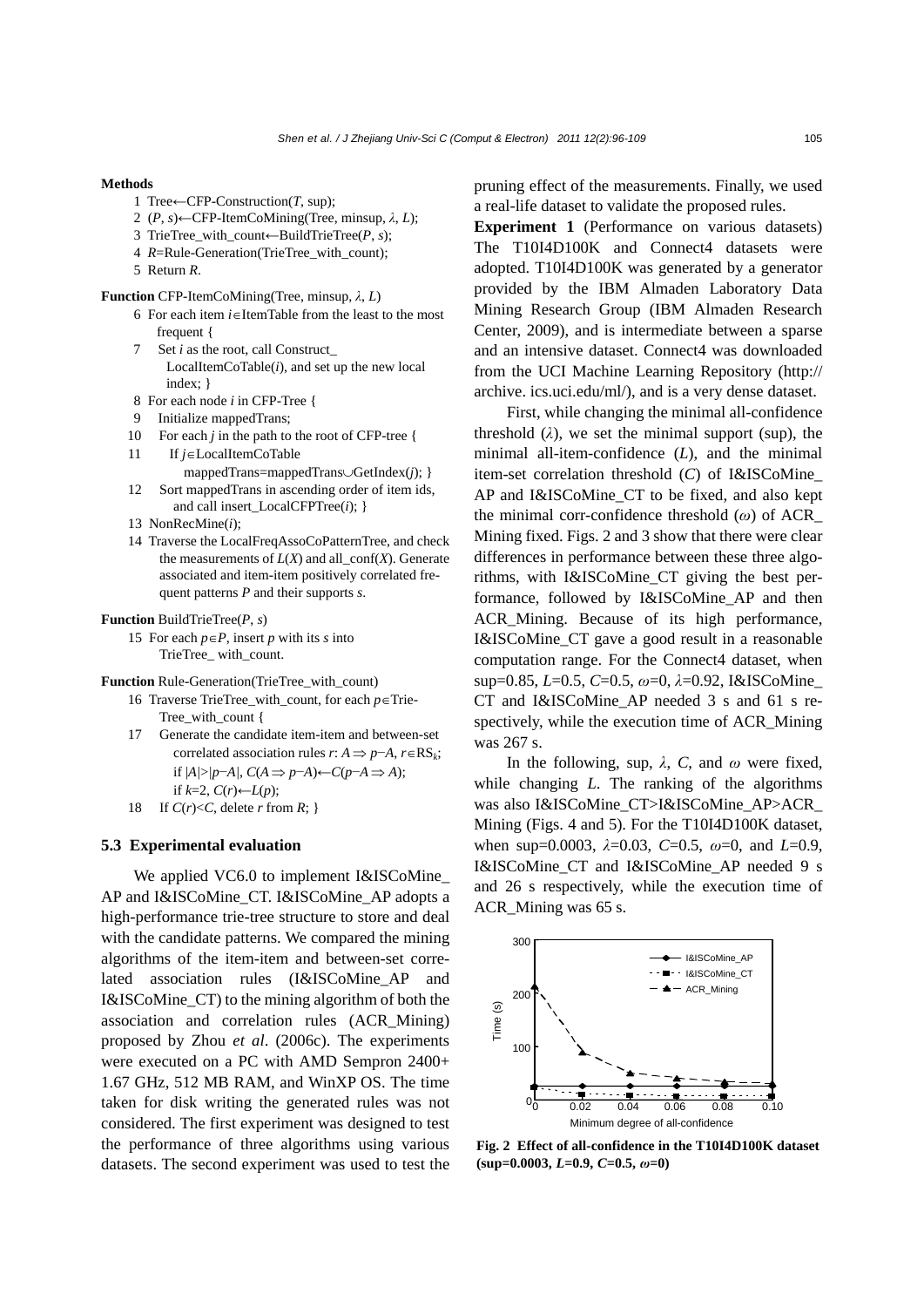**Methods**

1 Tree←CFP-Construction($T$, sup);
2 ($P$, $s$)←CFP-ItemCoMining(Tree, minsup, $\lambda$, $L$);
3 TrieTree_with_count←BuildTrieTree($P$, $s$);
4 $R$=Rule-Generation(TrieTree_with_count);
5 Return $R$.

**Function** CFP-ItemCoMining(Tree, minsup, $\lambda$, $L$)

6 For each item $i$∈ItemTable from the least to the most frequent {
7 Set $i$ as the root, call Construct_LocalItemCoTable($i$), and set up the new local index; }
8 For each node $i$ in CFP-Tree {
9 Initialize mappedTrans;
10 For each $j$ in the path to the root of CFP-tree {
11 If $j$∈LocalItemCoTable mappedTrans=mappedTrans∪GetIndex($j$); }
12 Sort mappedTrans in ascending order of item ids, and call insert_LocalCFPTree($i$); }
13 NonRecMine($i$);
14 Traverse the LocalFreqAssoCoPatternTree, and check the measurements of $L(X)$ and all_conf($X$). Generate associated and item-item positively correlated frequent patterns $P$ and their supports $s$.

**Function** BuildTrieTree($P$, $s$)

15 For each $p$∈$P$, insert $p$ with its $s$ into TrieTree_ with_count.

**Function** Rule-Generation(TrieTree_with_count)

16 Traverse TrieTree_with_count, for each $p$∈TrieTree_with_count {
17 Generate the candidate item-item and between-set correlated association rules $r$: $A\Rightarrow p-A$, $r\in \mathrm{RS}_k$; if $|A|>|p-A|$, $C(A\Rightarrow p-A)\leftarrow C(p-A\Rightarrow A)$; if $k$=2, $C(r)\leftarrow L(p)$;
18 If $C(r)<C$, delete $r$ from $R$; }

### 5.3 Experimental evaluation

We applied VC6.0 to implement I&ISCoMine_AP and I&ISCoMine_CT. I&ISCoMine_AP adopts a high-performance trie-tree structure to store and deal with the candidate patterns. We compared the mining algorithms of the item-item and between-set correlated association rules (I&ISCoMine_AP and I&ISCoMine_CT) to the mining algorithm of both the association and correlation rules (ACR_Mining) proposed by Zhou *et al*. (2006c). The experiments were executed on a PC with AMD Sempron 2400+ 1.67 GHz, 512 MB RAM, and WinXP OS. The time taken for disk writing the generated rules was not considered. The first experiment was designed to test the performance of three algorithms using various datasets. The second experiment was used to test the pruning effect of the measurements. Finally, we used a real-life dataset to validate the proposed rules.

**Experiment 1** (Performance on various datasets) The T10I4D100K and Connect4 datasets were adopted. T10I4D100K was generated by a generator provided by the IBM Almaden Laboratory Data Mining Research Group (IBM Almaden Research Center, 2009), and is intermediate between a sparse and an intensive dataset. Connect4 was downloaded from the UCI Machine Learning Repository (http:// archive. ics.uci.edu/ml/), and is a very dense dataset.

First, while changing the minimal all-confidence threshold ($\lambda$), we set the minimal support (sup), the minimal all-item-confidence ($L$), and the minimal item-set correlation threshold ($C$) of I&ISCoMine_AP and I&ISCoMine_CT to be fixed, and also kept the minimal corr-confidence threshold ($\omega$) of ACR_Mining fixed. Figs. 2 and 3 show that there were clear differences in performance between these three algorithms, with I&ISCoMine_CT giving the best performance, followed by I&ISCoMine_AP and then ACR_Mining. Because of its high performance, I&ISCoMine_CT gave a good result in a reasonable computation range. For the Connect4 dataset, when sup=0.85, $L$=0.5, $C$=0.5, $\omega$=0, $\lambda$=0.92, I&ISCoMine_CT and I&ISCoMine_AP needed 3 s and 61 s respectively, while the execution time of ACR_Mining was 267 s.

In the following, sup, $\lambda$, $C$, and $\omega$ were fixed, while changing $L$. The ranking of the algorithms was also I&ISCoMine_CT>I&ISCoMine_AP>ACR_Mining (Figs. 4 and 5). For the T10I4D100K dataset, when sup=0.0003, $\lambda$=0.03, $C$=0.5, $\omega$=0, and $L$=0.9, I&ISCoMine_CT and I&ISCoMine_AP needed 9 s and 26 s respectively, while the execution time of ACR_Mining was 65 s.

**Fig. 2 Effect of all-confidence in the T10I4D100K dataset (sup=0.0003, $L$=0.9, $C$=0.5, $\omega$=0)**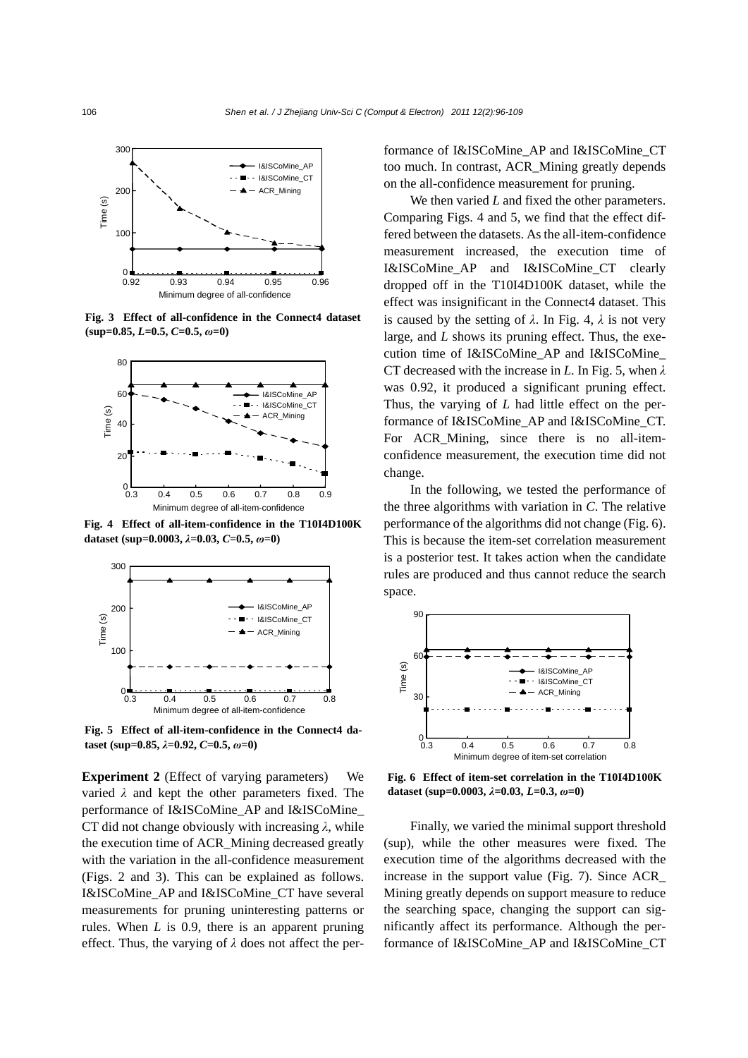Fig. 3 Effect of all-confidence in the Connect4 dataset (sup=0.85, $L$=0.5, $C$=0.5, $\omega$=0)

Fig. 4 Effect of all-item-confidence in the T10I4D100K dataset (sup=0.0003, $\lambda$=0.03, $C$=0.5, $\omega$=0)

Fig. 5 Effect of all-item-confidence in the Connect4 dataset (sup=0.85, $\lambda$=0.92, $C$=0.5, $\omega$=0)

**Experiment 2** (Effect of varying parameters) We varied $\lambda$ and kept the other parameters fixed. The performance of I&ISCoMine_AP and I&ISCoMine_CT did not change obviously with increasing $\lambda$, while the execution time of ACR_Mining decreased greatly with the variation in the all-confidence measurement (Figs. 2 and 3). This can be explained as follows. I&ISCoMine_AP and I&ISCoMine_CT have several measurements for pruning uninteresting patterns or rules. When $L$ is 0.9, there is an apparent pruning effect. Thus, the varying of $\lambda$ does not affect the performance of I&ISCoMine_AP and I&ISCoMine_CT too much. In contrast, ACR_Mining greatly depends on the all-confidence measurement for pruning.

We then varied $L$ and fixed the other parameters. Comparing Figs. 4 and 5, we find that the effect differed between the datasets. As the all-item-confidence measurement increased, the execution time of I&ISCoMine_AP and I&ISCoMine_CT clearly dropped off in the T10I4D100K dataset, while the effect was insignificant in the Connect4 dataset. This is caused by the setting of $\lambda$. In Fig. 4, $\lambda$ is not very large, and $L$ shows its pruning effect. Thus, the execution time of I&ISCoMine_AP and I&ISCoMine_CT decreased with the increase in $L$. In Fig. 5, when $\lambda$ was 0.92, it produced a significant pruning effect. Thus, the varying of $L$ had little effect on the performance of I&ISCoMine_AP and I&ISCoMine_CT. For ACR_Mining, since there is no all-item-confidence measurement, the execution time did not change.

In the following, we tested the performance of the three algorithms with variation in $C$. The relative performance of the algorithms did not change (Fig. 6). This is because the item-set correlation measurement is a posterior test. It takes action when the candidate rules are produced and thus cannot reduce the search space.

Fig. 6 Effect of item-set correlation in the T10I4D100K dataset (sup=0.0003, $\lambda$=0.03, $L$=0.3, $\omega$=0)

Finally, we varied the minimal support threshold (sup), while the other measures were fixed. The execution time of the algorithms decreased with the increase in the support value (Fig. 7). Since ACR_Mining greatly depends on support measure to reduce the searching space, changing the support can significantly affect its performance. Although the performance of I&ISCoMine_AP and I&ISCoMine_CT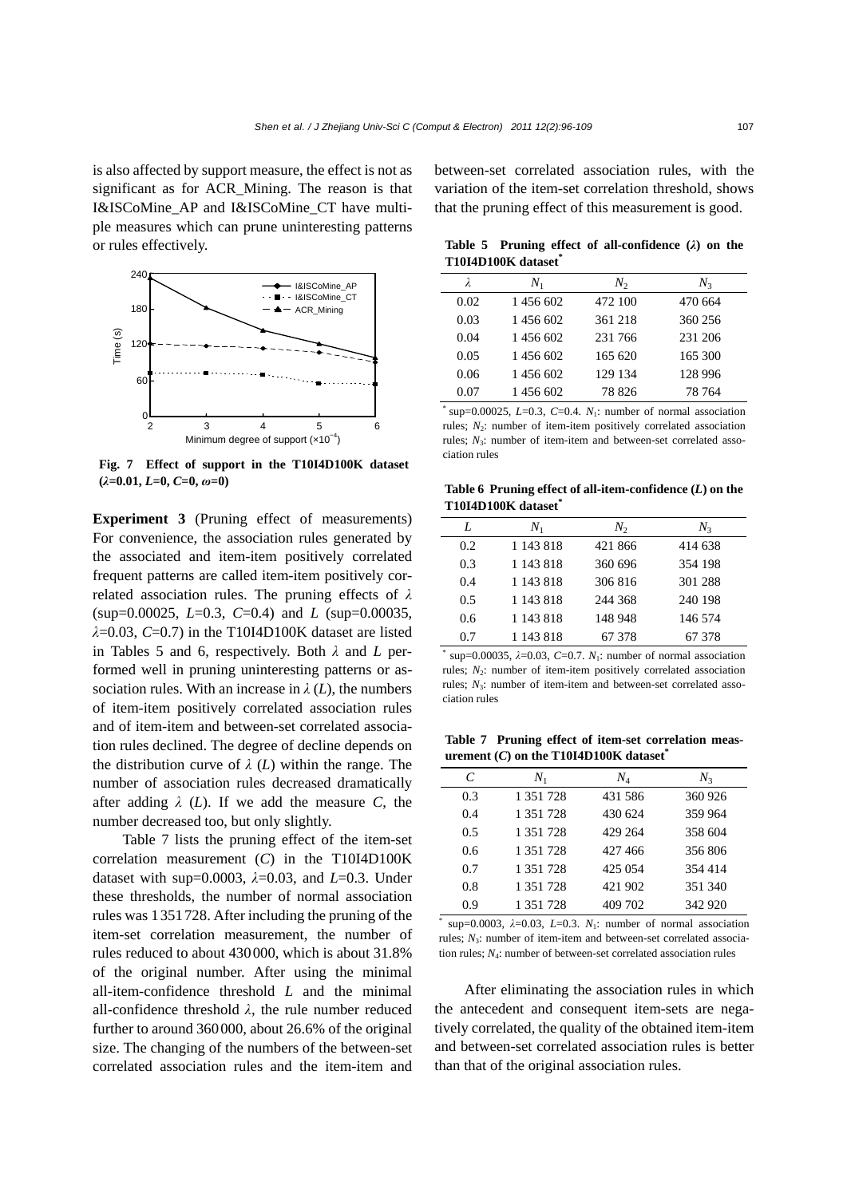is also affected by support measure, the effect is not as significant as for ACR_Mining. The reason is that I&ISCoMine_AP and I&ISCoMine_CT have multiple measures which can prune uninteresting patterns or rules effectively.

**Fig. 7 Effect of support in the T10I4D100K dataset ($\lambda$=0.01, $L$=0, $C$=0, $\omega$=0)**

**Experiment 3** (Pruning effect of measurements) For convenience, the association rules generated by the associated and item-item positively correlated frequent patterns are called item-item positively correlated association rules. The pruning effects of $\lambda$ (sup=0.00025, $L$=0.3, $C$=0.4) and $L$ (sup=0.00035, $\lambda$=0.03, $C$=0.7) in the T10I4D100K dataset are listed in Tables 5 and 6, respectively. Both $\lambda$ and $L$ performed well in pruning uninteresting patterns or association rules. With an increase in $\lambda$ ($L$), the numbers of item-item positively correlated association rules and of item-item and between-set correlated association rules declined. The degree of decline depends on the distribution curve of $\lambda$ ($L$) within the range. The number of association rules decreased dramatically after adding $\lambda$ ($L$). If we add the measure $C$, the number decreased too, but only slightly.

Table 7 lists the pruning effect of the item-set correlation measurement ($C$) in the T10I4D100K dataset with sup=0.0003, $\lambda$=0.03, and $L$=0.3. Under these thresholds, the number of normal association rules was 1 351 728. After including the pruning of the item-set correlation measurement, the number of rules reduced to about 430 000, which is about 31.8% of the original number. After using the minimal all-item-confidence threshold $L$ and the minimal all-confidence threshold $\lambda$, the rule number reduced further to around 360 000, about 26.6% of the original size. The changing of the numbers of the between-set correlated association rules and the item-item and between-set correlated association rules, with the variation of the item-set correlation threshold, shows that the pruning effect of this measurement is good.

**Table 5 Pruning effect of all-confidence ($\lambda$) on the T10I4D100K dataset***

| $\lambda$ | $N_1$ | $N_2$ | $N_3$ |
|---|---|---|---|
| 0.02 | 1 456 602 | 472 100 | 470 664 |
| 0.03 | 1 456 602 | 361 218 | 360 256 |
| 0.04 | 1 456 602 | 231 766 | 231 206 |
| 0.05 | 1 456 602 | 165 620 | 165 300 |
| 0.06 | 1 456 602 | 129 134 | 128 996 |
| 0.07 | 1 456 602 | 78 826 | 78 764 |

\* sup=0.00025, $L$=0.3, $C$=0.4. $N_1$: number of normal association rules; $N_2$: number of item-item positively correlated association rules; $N_3$: number of item-item and between-set correlated association rules

**Table 6 Pruning effect of all-item-confidence ($L$) on the T10I4D100K dataset***

| $L$ | $N_1$ | $N_2$ | $N_3$ |
|---|---|---|---|
| 0.2 | 1 143 818 | 421 866 | 414 638 |
| 0.3 | 1 143 818 | 360 696 | 354 198 |
| 0.4 | 1 143 818 | 306 816 | 301 288 |
| 0.5 | 1 143 818 | 244 368 | 240 198 |
| 0.6 | 1 143 818 | 148 948 | 146 574 |
| 0.7 | 1 143 818 | 67 378 | 67 378 |

\* sup=0.00035, $\lambda$=0.03, $C$=0.7. $N_1$: number of normal association rules; $N_2$: number of item-item positively correlated association rules; $N_3$: number of item-item and between-set correlated association rules

**Table 7 Pruning effect of item-set correlation measurement ($C$) on the T10I4D100K dataset***

| $C$ | $N_1$ | $N_4$ | $N_3$ |
|---|---|---|---|
| 0.3 | 1 351 728 | 431 586 | 360 926 |
| 0.4 | 1 351 728 | 430 624 | 359 964 |
| 0.5 | 1 351 728 | 429 264 | 358 604 |
| 0.6 | 1 351 728 | 427 466 | 356 806 |
| 0.7 | 1 351 728 | 425 054 | 354 414 |
| 0.8 | 1 351 728 | 421 902 | 351 340 |
| 0.9 | 1 351 728 | 409 702 | 342 920 |

\* sup=0.0003, $\lambda$=0.03, $L$=0.3. $N_1$: number of normal association rules; $N_3$: number of item-item and between-set correlated association rules; $N_4$: number of between-set correlated association rules

After eliminating the association rules in which the antecedent and consequent item-sets are negatively correlated, the quality of the obtained item-item and between-set correlated association rules is better than that of the original association rules.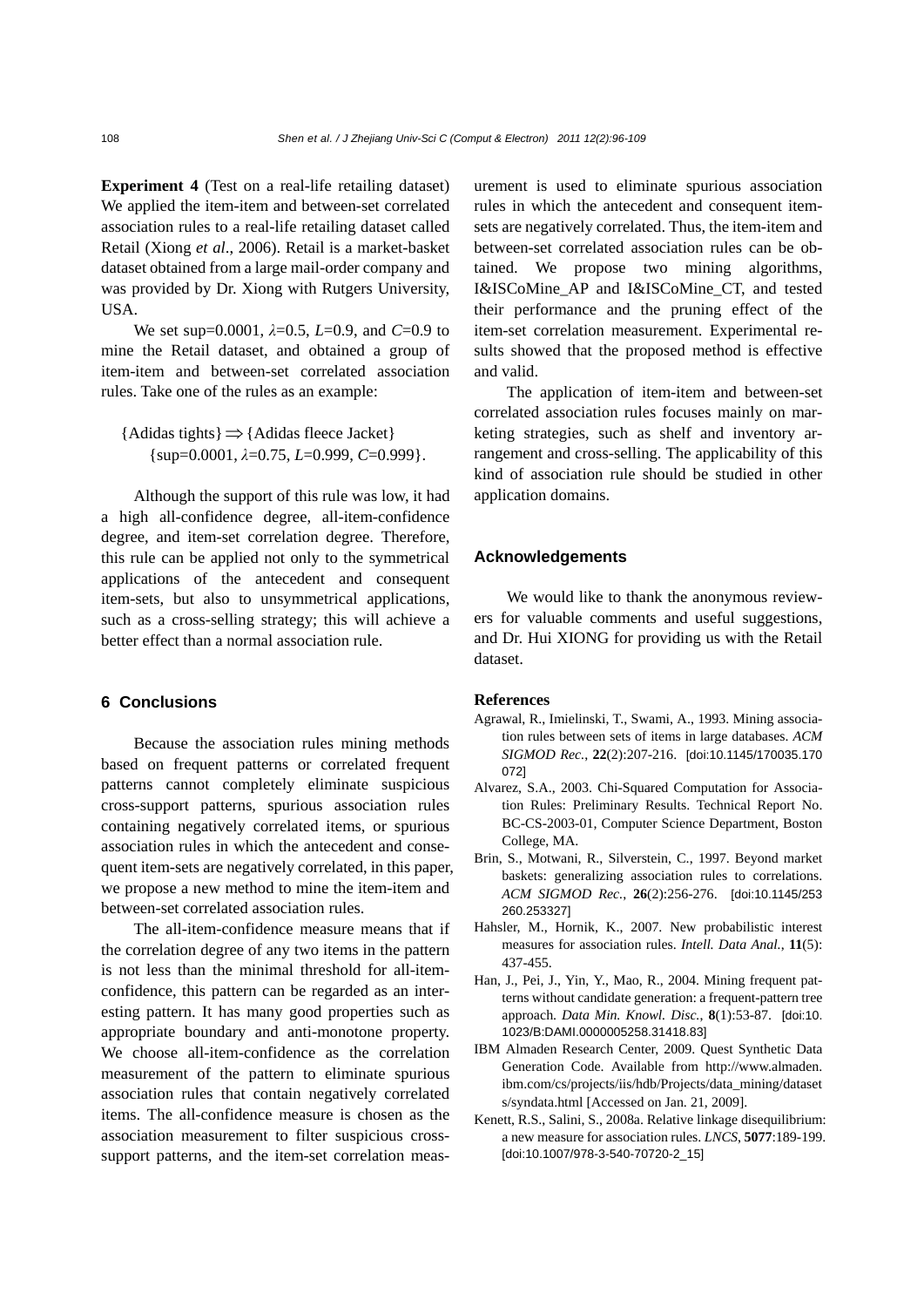**Experiment 4** (Test on a real-life retailing dataset) We applied the item-item and between-set correlated association rules to a real-life retailing dataset called Retail (Xiong *et al*., 2006). Retail is a market-basket dataset obtained from a large mail-order company and was provided by Dr. Xiong with Rutgers University, USA.

We set sup=0.0001, $\lambda$=0.5, $L$=0.9, and $C$=0.9 to mine the Retail dataset, and obtained a group of item-item and between-set correlated association rules. Take one of the rules as an example:

$$\{\text{Adidas tights}\} \Rightarrow \{\text{Adidas fleece Jacket}\}$$
$$\{\text{sup}=0.0001, \lambda=0.75, L=0.999, C=0.999\}.$$

Although the support of this rule was low, it had a high all-confidence degree, all-item-confidence degree, and item-set correlation degree. Therefore, this rule can be applied not only to the symmetrical applications of the antecedent and consequent item-sets, but also to unsymmetrical applications, such as a cross-selling strategy; this will achieve a better effect than a normal association rule.

## 6 Conclusions

Because the association rules mining methods based on frequent patterns or correlated frequent patterns cannot completely eliminate suspicious cross-support patterns, spurious association rules containing negatively correlated items, or spurious association rules in which the antecedent and consequent item-sets are negatively correlated, in this paper, we propose a new method to mine the item-item and between-set correlated association rules.

The all-item-confidence measure means that if the correlation degree of any two items in the pattern is not less than the minimal threshold for all-item-confidence, this pattern can be regarded as an interesting pattern. It has many good properties such as appropriate boundary and anti-monotone property. We choose all-item-confidence as the correlation measurement of the pattern to eliminate spurious association rules that contain negatively correlated items. The all-confidence measure is chosen as the association measurement to filter suspicious cross-support patterns, and the item-set correlation measurement is used to eliminate spurious association rules in which the antecedent and consequent item-sets are negatively correlated. Thus, the item-item and between-set correlated association rules can be obtained. We propose two mining algorithms, I&ISCoMine_AP and I&ISCoMine_CT, and tested their performance and the pruning effect of the item-set correlation measurement. Experimental results showed that the proposed method is effective and valid.

The application of item-item and between-set correlated association rules focuses mainly on marketing strategies, such as shelf and inventory arrangement and cross-selling. The applicability of this kind of association rule should be studied in other application domains.

## Acknowledgements

We would like to thank the anonymous reviewers for valuable comments and useful suggestions, and Dr. Hui XIONG for providing us with the Retail dataset.

## References

Agrawal, R., Imielinski, T., Swami, A., 1993. Mining association rules between sets of items in large databases. *ACM SIGMOD Rec.*, **22**(2):207-216. [doi:10.1145/170035.170072]

Alvarez, S.A., 2003. Chi-Squared Computation for Association Rules: Preliminary Results. Technical Report No. BC-CS-2003-01, Computer Science Department, Boston College, MA.

Brin, S., Motwani, R., Silverstein, C., 1997. Beyond market baskets: generalizing association rules to correlations. *ACM SIGMOD Rec.*, **26**(2):256-276. [doi:10.1145/253260.253327]

Hahsler, M., Hornik, K., 2007. New probabilistic interest measures for association rules. *Intell. Data Anal.*, **11**(5): 437-455.

Han, J., Pei, J., Yin, Y., Mao, R., 2004. Mining frequent patterns without candidate generation: a frequent-pattern tree approach. *Data Min. Knowl. Disc.*, **8**(1):53-87. [doi:10.1023/B:DAMI.0000005258.31418.83]

IBM Almaden Research Center, 2009. Quest Synthetic Data Generation Code. Available from http://www.almaden.ibm.com/cs/projects/iis/hdb/Projects/data_mining/datasets/syndata.html [Accessed on Jan. 21, 2009].

Kenett, R.S., Salini, S., 2008a. Relative linkage disequilibrium: a new measure for association rules. *LNCS*, **5077**:189-199. [doi:10.1007/978-3-540-70720-2_15]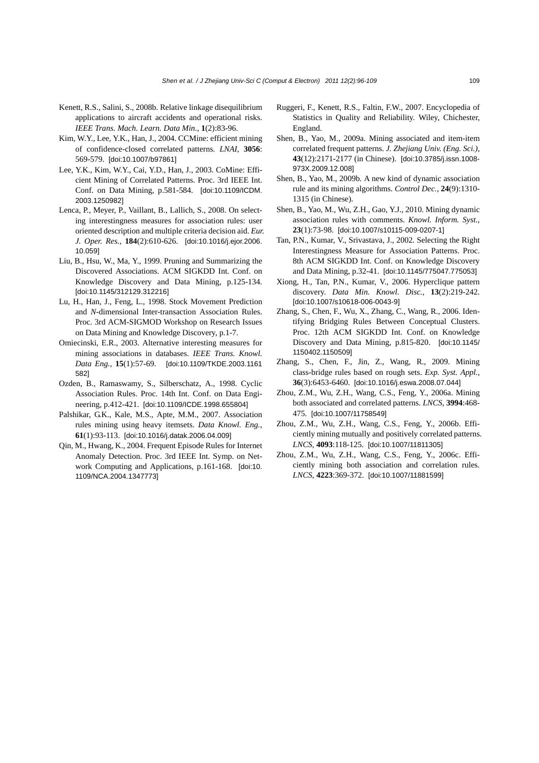Kenett, R.S., Salini, S., 2008b. Relative linkage disequilibrium applications to aircraft accidents and operational risks. *IEEE Trans. Mach. Learn. Data Min.*, **1**(2):83-96.

Kim, W.Y., Lee, Y.K., Han, J., 2004. CCMine: efficient mining of confidence-closed correlated patterns. *LNAI*, **3056**: 569-579. [doi:10.1007/b97861]

Lee, Y.K., Kim, W.Y., Cai, Y.D., Han, J., 2003. CoMine: Efficient Mining of Correlated Patterns. Proc. 3rd IEEE Int. Conf. on Data Mining, p.581-584. [doi:10.1109/ICDM.2003.1250982]

Lenca, P., Meyer, P., Vaillant, B., Lallich, S., 2008. On selecting interestingness measures for association rules: user oriented description and multiple criteria decision aid. *Eur. J. Oper. Res.*, **184**(2):610-626. [doi:10.1016/j.ejor.2006.10.059]

Liu, B., Hsu, W., Ma, Y., 1999. Pruning and Summarizing the Discovered Associations. ACM SIGKDD Int. Conf. on Knowledge Discovery and Data Mining, p.125-134. [doi:10.1145/312129.312216]

Lu, H., Han, J., Feng, L., 1998. Stock Movement Prediction and *N*-dimensional Inter-transaction Association Rules. Proc. 3rd ACM-SIGMOD Workshop on Research Issues on Data Mining and Knowledge Discovery, p.1-7.

Omiecinski, E.R., 2003. Alternative interesting measures for mining associations in databases. *IEEE Trans. Knowl. Data Eng.*, **15**(1):57-69. [doi:10.1109/TKDE.2003.1161582]

Ozden, B., Ramaswamy, S., Silberschatz, A., 1998. Cyclic Association Rules. Proc. 14th Int. Conf. on Data Engineering, p.412-421. [doi:10.1109/ICDE.1998.655804]

Palshikar, G.K., Kale, M.S., Apte, M.M., 2007. Association rules mining using heavy itemsets. *Data Knowl. Eng.*, **61**(1):93-113. [doi:10.1016/j.datak.2006.04.009]

Qin, M., Hwang, K., 2004. Frequent Episode Rules for Internet Anomaly Detection. Proc. 3rd IEEE Int. Symp. on Network Computing and Applications, p.161-168. [doi:10.1109/NCA.2004.1347773]

Ruggeri, F., Kenett, R.S., Faltin, F.W., 2007. Encyclopedia of Statistics in Quality and Reliability. Wiley, Chichester, England.

Shen, B., Yao, M., 2009a. Mining associated and item-item correlated frequent patterns. *J. Zhejiang Univ. (Eng. Sci.)*, **43**(12):2171-2177 (in Chinese). [doi:10.3785/j.issn.1008-973X.2009.12.008]

Shen, B., Yao, M., 2009b. A new kind of dynamic association rule and its mining algorithms. *Control Dec.*, **24**(9):1310-1315 (in Chinese).

Shen, B., Yao, M., Wu, Z.H., Gao, Y.J., 2010. Mining dynamic association rules with comments. *Knowl. Inform. Syst.*, **23**(1):73-98. [doi:10.1007/s10115-009-0207-1]

Tan, P.N., Kumar, V., Srivastava, J., 2002. Selecting the Right Interestingness Measure for Association Patterns. Proc. 8th ACM SIGKDD Int. Conf. on Knowledge Discovery and Data Mining, p.32-41. [doi:10.1145/775047.775053]

Xiong, H., Tan, P.N., Kumar, V., 2006. Hyperclique pattern discovery. *Data Min. Knowl. Disc.*, **13**(2):219-242. [doi:10.1007/s10618-006-0043-9]

Zhang, S., Chen, F., Wu, X., Zhang, C., Wang, R., 2006. Identifying Bridging Rules Between Conceptual Clusters. Proc. 12th ACM SIGKDD Int. Conf. on Knowledge Discovery and Data Mining, p.815-820. [doi:10.1145/1150402.1150509]

Zhang, S., Chen, F., Jin, Z., Wang, R., 2009. Mining class-bridge rules based on rough sets. *Exp. Syst. Appl.*, **36**(3):6453-6460. [doi:10.1016/j.eswa.2008.07.044]

Zhou, Z.M., Wu, Z.H., Wang, C.S., Feng, Y., 2006a. Mining both associated and correlated patterns. *LNCS*, **3994**:468-475. [doi:10.1007/11758549]

Zhou, Z.M., Wu, Z.H., Wang, C.S., Feng, Y., 2006b. Efficiently mining mutually and positively correlated patterns. *LNCS*, **4093**:118-125. [doi:10.1007/11811305]

Zhou, Z.M., Wu, Z.H., Wang, C.S., Feng, Y., 2006c. Efficiently mining both association and correlation rules. *LNCS*, **4223**:369-372. [doi:10.1007/11881599]